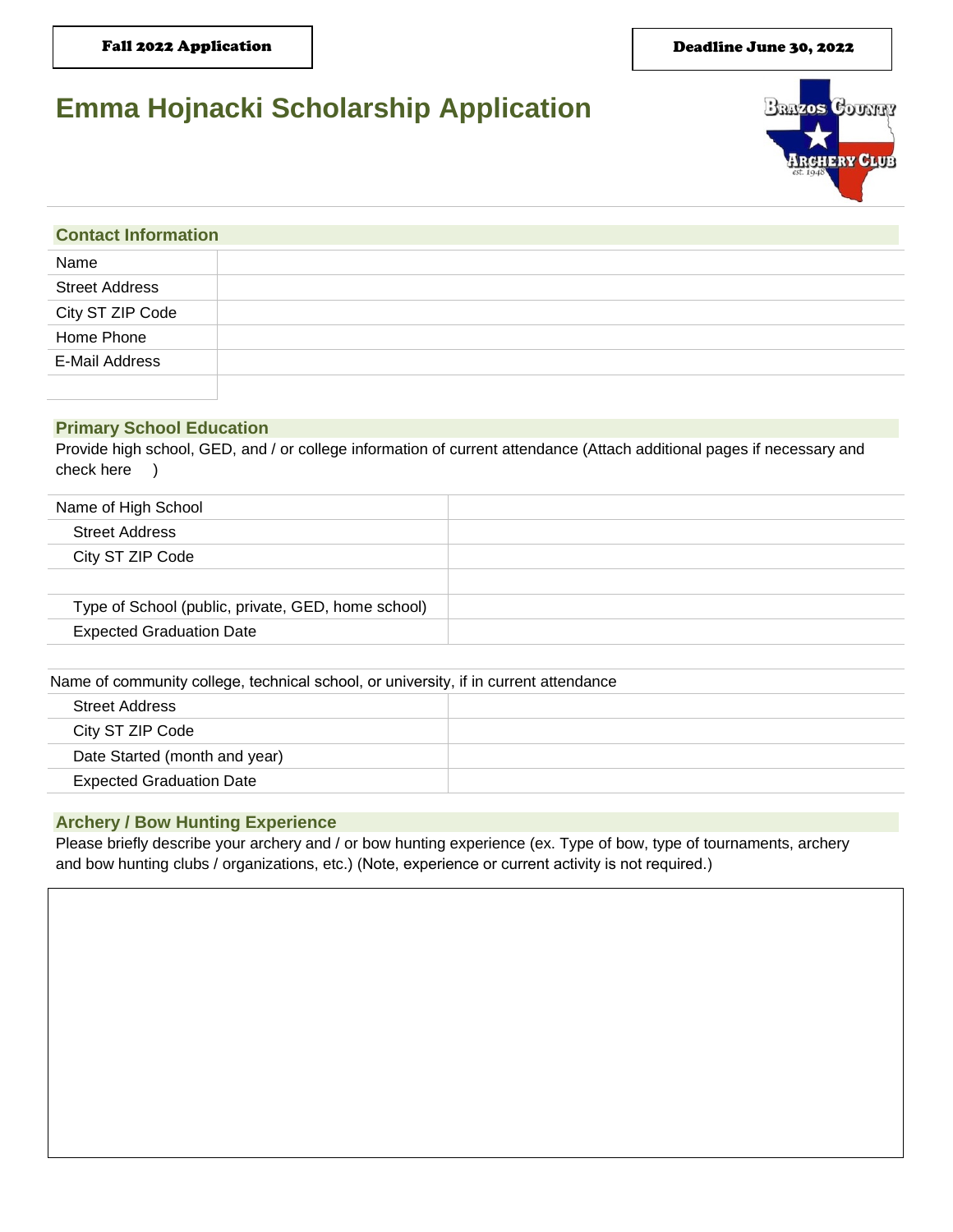**Fall 2022 Application**

**Deadline June 30, 2022**

# Emma Hojnacki Scholarship Application

## Contact Information

| | |
|---|---|
| Name | |
| Street Address | |
| City ST ZIP Code | |
| Home Phone | |
| E-Mail Address | |
| | |

## Primary School Education

Provide high school, GED, and / or college information of current attendance (Attach additional pages if necessary and check here )

| | |
|---|---|
| Name of High School | |
| Street Address | |
| City ST ZIP Code | |
| | |
| Type of School (public, private, GED, home school) | |
| Expected Graduation Date | |

| Name of community college, technical school, or university, if in current attendance | |
|---|---|
| Street Address | |
| City ST ZIP Code | |
| Date Started (month and year) | |
| Expected Graduation Date | |

## Archery / Bow Hunting Experience

Please briefly describe your archery and / or bow hunting experience (ex. Type of bow, type of tournaments, archery and bow hunting clubs / organizations, etc.) (Note, experience or current activity is not required.)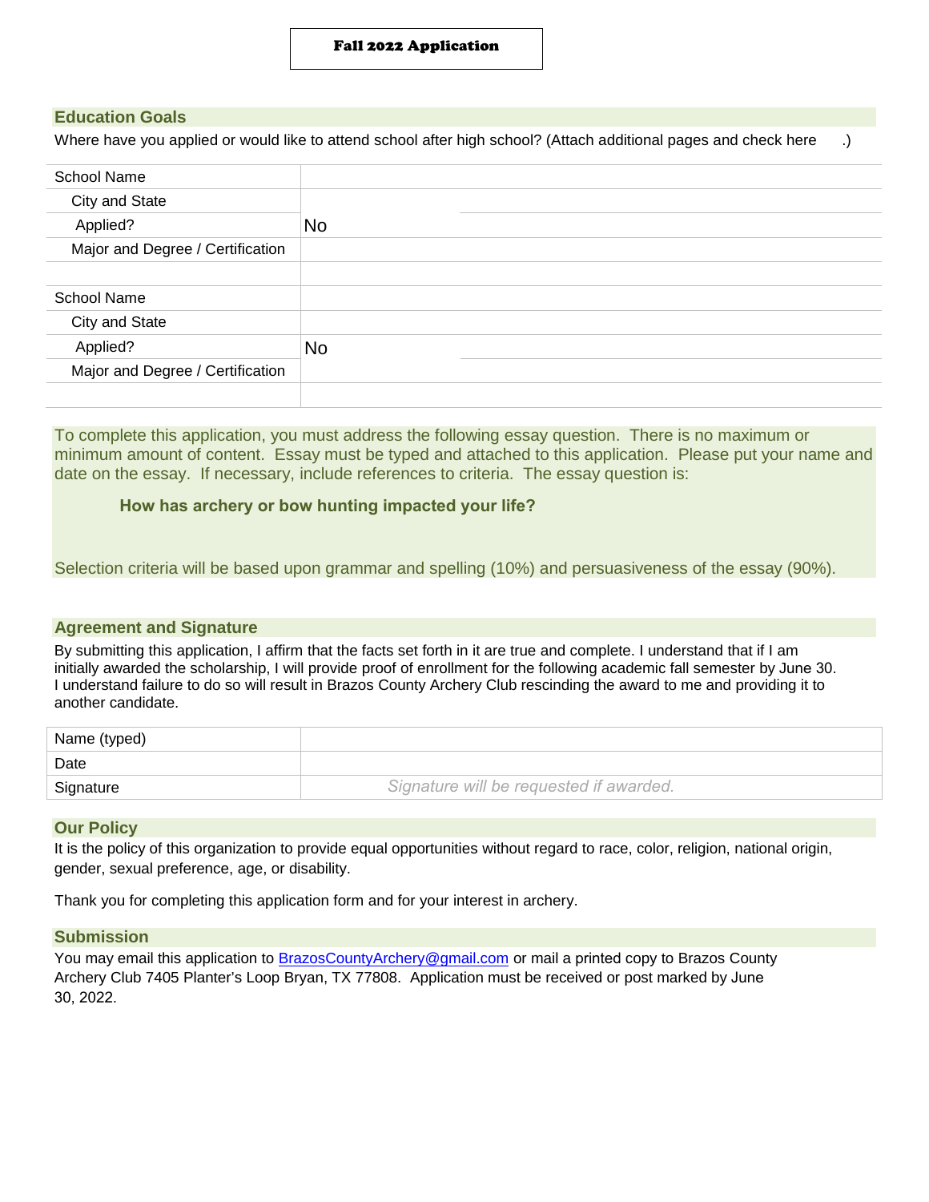Fall 2022 Application

## Education Goals

Where have you applied or would like to attend school after high school? (Attach additional pages and check here .)

| | |
|---|---|
| School Name | |
| City and State | |
| Applied? | No |
| Major and Degree / Certification | |
| | |
| School Name | |
| City and State | |
| Applied? | No |
| Major and Degree / Certification | |
| | |

To complete this application, you must address the following essay question. There is no maximum or minimum amount of content. Essay must be typed and attached to this application. Please put your name and date on the essay. If necessary, include references to criteria. The essay question is:

**How has archery or bow hunting impacted your life?**

Selection criteria will be based upon grammar and spelling (10%) and persuasiveness of the essay (90%).

## Agreement and Signature

By submitting this application, I affirm that the facts set forth in it are true and complete. I understand that if I am initially awarded the scholarship, I will provide proof of enrollment for the following academic fall semester by June 30. I understand failure to do so will result in Brazos County Archery Club rescinding the award to me and providing it to another candidate.

| | |
|---|---|
| Name (typed) | |
| Date | |
| Signature | *Signature will be requested if awarded.* |

## Our Policy

It is the policy of this organization to provide equal opportunities without regard to race, color, religion, national origin, gender, sexual preference, age, or disability.

Thank you for completing this application form and for your interest in archery.

## Submission

You may email this application to BrazosCountyArchery@gmail.com or mail a printed copy to Brazos County Archery Club 7405 Planter's Loop Bryan, TX 77808. Application must be received or post marked by June 30, 2022.